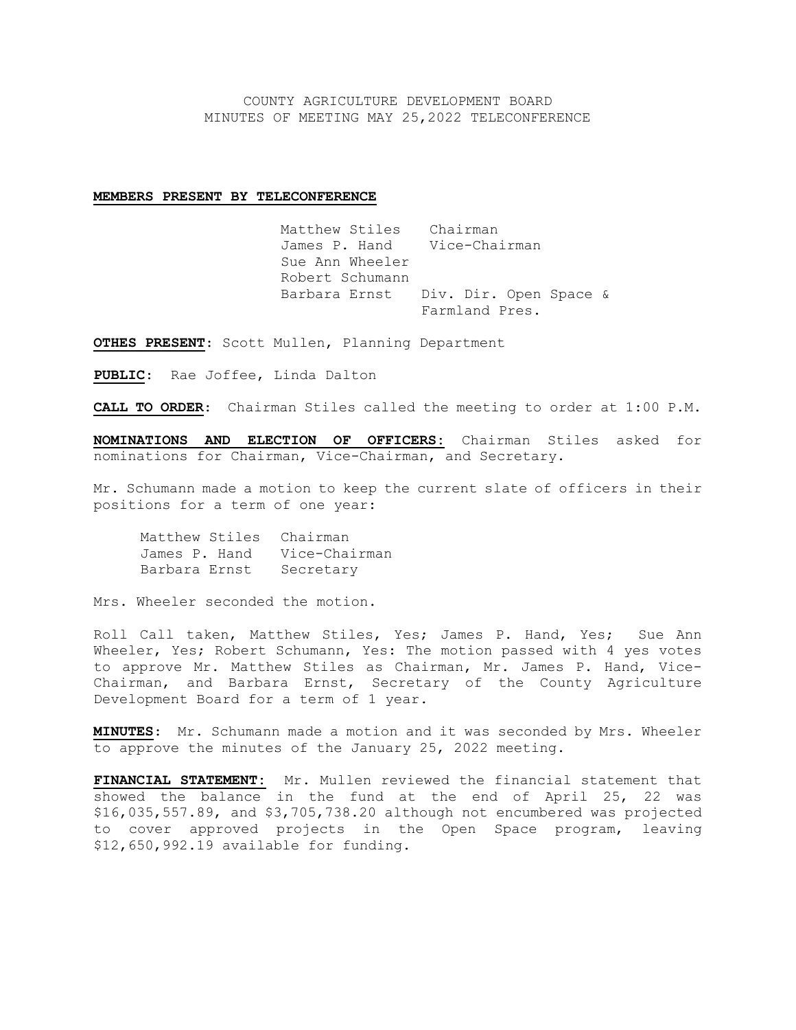# COUNTY AGRICULTURE DEVELOPMENT BOARD
# MINUTES OF MEETING MAY 25,2022 TELECONFERENCE

**MEMBERS PRESENT BY TELECONFERENCE**

| | |
|---|---|
| Matthew Stiles | Chairman |
| James P. Hand | Vice-Chairman |
| Sue Ann Wheeler | |
| Robert Schumann | |
| Barbara Ernst | Div. Dir. Open Space & Farmland Pres. |

**OTHES PRESENT**: Scott Mullen, Planning Department

**PUBLIC**: Rae Joffee, Linda Dalton

**CALL TO ORDER**: Chairman Stiles called the meeting to order at 1:00 P.M.

**NOMINATIONS AND ELECTION OF OFFICERS:** Chairman Stiles asked for nominations for Chairman, Vice-Chairman, and Secretary.

Mr. Schumann made a motion to keep the current slate of officers in their positions for a term of one year:

| | |
|---|---|
| Matthew Stiles | Chairman |
| James P. Hand | Vice-Chairman |
| Barbara Ernst | Secretary |

Mrs. Wheeler seconded the motion.

Roll Call taken, Matthew Stiles, Yes; James P. Hand, Yes; Sue Ann Wheeler, Yes; Robert Schumann, Yes: The motion passed with 4 yes votes to approve Mr. Matthew Stiles as Chairman, Mr. James P. Hand, Vice-Chairman, and Barbara Ernst, Secretary of the County Agriculture Development Board for a term of 1 year.

**MINUTES**: Mr. Schumann made a motion and it was seconded by Mrs. Wheeler to approve the minutes of the January 25, 2022 meeting.

**FINANCIAL STATEMENT:** Mr. Mullen reviewed the financial statement that showed the balance in the fund at the end of April 25, 22 was $16,035,557.89, and $3,705,738.20 although not encumbered was projected to cover approved projects in the Open Space program, leaving $12,650,992.19 available for funding.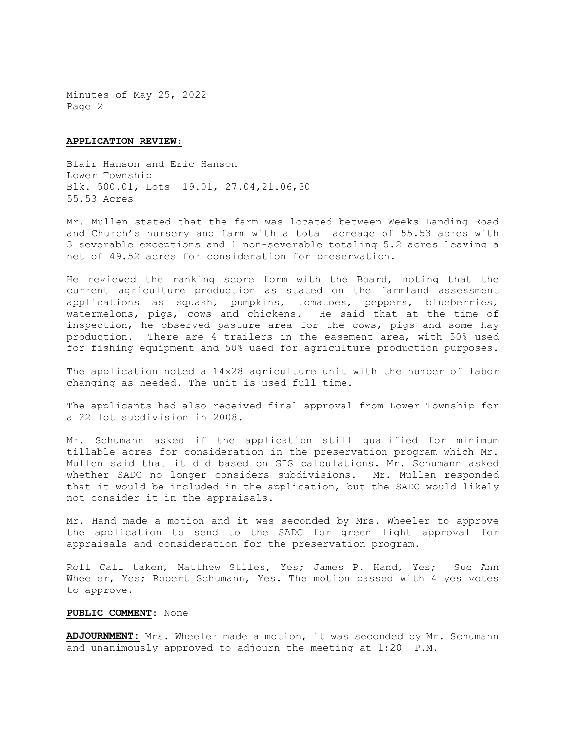**APPLICATION REVIEW:**

Blair Hanson and Eric Hanson
Lower Township
Blk. 500.01, Lots 19.01, 27.04,21.06,30
55.53 Acres

Mr. Mullen stated that the farm was located between Weeks Landing Road and Church's nursery and farm with a total acreage of 55.53 acres with 3 severable exceptions and 1 non-severable totaling 5.2 acres leaving a net of 49.52 acres for consideration for preservation.

He reviewed the ranking score form with the Board, noting that the current agriculture production as stated on the farmland assessment applications as squash, pumpkins, tomatoes, peppers, blueberries, watermelons, pigs, cows and chickens. He said that at the time of inspection, he observed pasture area for the cows, pigs and some hay production. There are 4 trailers in the easement area, with 50% used for fishing equipment and 50% used for agriculture production purposes.

The application noted a 14x28 agriculture unit with the number of labor changing as needed. The unit is used full time.

The applicants had also received final approval from Lower Township for a 22 lot subdivision in 2008.

Mr. Schumann asked if the application still qualified for minimum tillable acres for consideration in the preservation program which Mr. Mullen said that it did based on GIS calculations. Mr. Schumann asked whether SADC no longer considers subdivisions. Mr. Mullen responded that it would be included in the application, but the SADC would likely not consider it in the appraisals.

Mr. Hand made a motion and it was seconded by Mrs. Wheeler to approve the application to send to the SADC for green light approval for appraisals and consideration for the preservation program.

Roll Call taken, Matthew Stiles, Yes; James P. Hand, Yes; Sue Ann Wheeler, Yes; Robert Schumann, Yes. The motion passed with 4 yes votes to approve.

**PUBLIC COMMENT**: None

**ADJOURNMENT:** Mrs. Wheeler made a motion, it was seconded by Mr. Schumann and unanimously approved to adjourn the meeting at 1:20 P.M.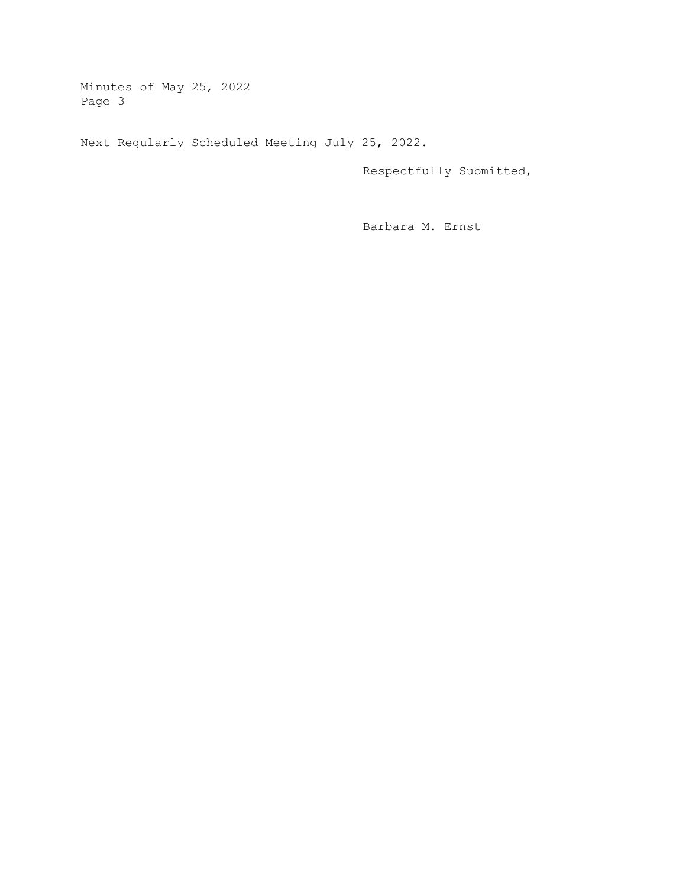Next Regularly Scheduled Meeting July 25, 2022.

Respectfully Submitted,

Barbara M. Ernst